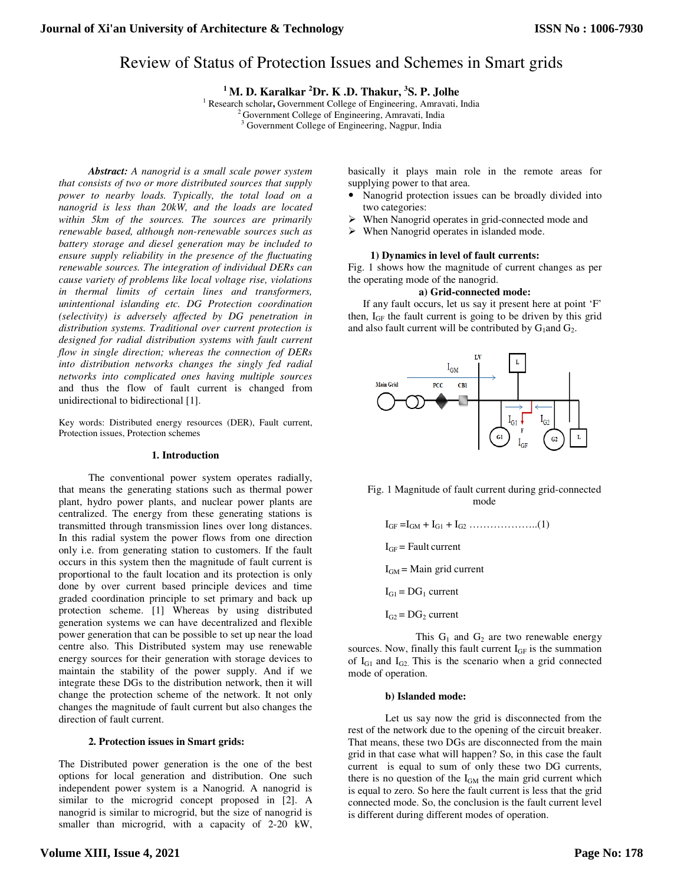# Review of Status of Protection Issues and Schemes in Smart grids

**[1] M. D. Karalkar [2]Dr. K .D. Thakur, [3]S. P. Jolhe**

[1] Research scholar, Government College of Engineering, Amravati, India
[2] Government College of Engineering, Amravati, India
[3] Government College of Engineering, Nagpur, India

***Abstract:*** *A nanogrid is a small scale power system that consists of two or more distributed sources that supply power to nearby loads. Typically, the total load on a nanogrid is less than 20kW, and the loads are located within 5km of the sources. The sources are primarily renewable based, although non-renewable sources such as battery storage and diesel generation may be included to ensure supply reliability in the presence of the fluctuating renewable sources. The integration of individual DERs can cause variety of problems like local voltage rise, violations in thermal limits of certain lines and transformers, unintentional islanding etc. DG Protection coordination (selectivity) is adversely affected by DG penetration in distribution systems. Traditional over current protection is designed for radial distribution systems with fault current flow in single direction; whereas the connection of DERs into distribution networks changes the singly fed radial networks into complicated ones having multiple sources* and thus the flow of fault current is changed from unidirectional to bidirectional [1].

Key words: Distributed energy resources (DER), Fault current, Protection issues, Protection schemes

## 1. Introduction

The conventional power system operates radially, that means the generating stations such as thermal power plant, hydro power plants, and nuclear power plants are centralized. The energy from these generating stations is transmitted through transmission lines over long distances. In this radial system the power flows from one direction only i.e. from generating station to customers. If the fault occurs in this system then the magnitude of fault current is proportional to the fault location and its protection is only done by over current based principle devices and time graded coordination principle to set primary and back up protection scheme. [1] Whereas by using distributed generation systems we can have decentralized and flexible power generation that can be possible to set up near the load centre also. This Distributed system may use renewable energy sources for their generation with storage devices to maintain the stability of the power supply. And if we integrate these DGs to the distribution network, then it will change the protection scheme of the network. It not only changes the magnitude of fault current but also changes the direction of fault current.

## 2. Protection issues in Smart grids:

The Distributed power generation is the one of the best options for local generation and distribution. One such independent power system is a Nanogrid. A nanogrid is similar to the microgrid concept proposed in [2]. A nanogrid is similar to microgrid, but the size of nanogrid is smaller than microgrid, with a capacity of 2-20 kW, basically it plays main role in the remote areas for supplying power to that area.

- Nanogrid protection issues can be broadly divided into two categories:
  - When Nanogrid operates in grid-connected mode and
  - When Nanogrid operates in islanded mode.

**1) Dynamics in level of fault currents:**

Fig. 1 shows how the magnitude of current changes as per the operating mode of the nanogrid.

**a) Grid-connected mode:**

If any fault occurs, let us say it present here at point 'F' then, $I_{GF}$ the fault current is going to be driven by this grid and also fault current will be contributed by $G_1$and $G_2$.

Fig. 1 Magnitude of fault current during grid-connected mode

$$I_{GF} = I_{GM} + I_{G1} + I_{G2} \qquad (1)$$

$I_{GF}$ = Fault current

$I_{GM}$ = Main grid current

$I_{G1}$ = $DG_1$ current

$I_{G2}$ = $DG_2$ current

This $G_1$ and $G_2$ are two renewable energy sources. Now, finally this fault current $I_{GF}$ is the summation of $I_{G1}$ and $I_{G2.}$ This is the scenario when a grid connected mode of operation.

**b) Islanded mode:**

Let us say now the grid is disconnected from the rest of the network due to the opening of the circuit breaker. That means, these two DGs are disconnected from the main grid in that case what will happen? So, in this case the fault current is equal to sum of only these two DG currents, there is no question of the $I_{GM}$ the main grid current which is equal to zero. So here the fault current is less that the grid connected mode. So, the conclusion is the fault current level is different during different modes of operation.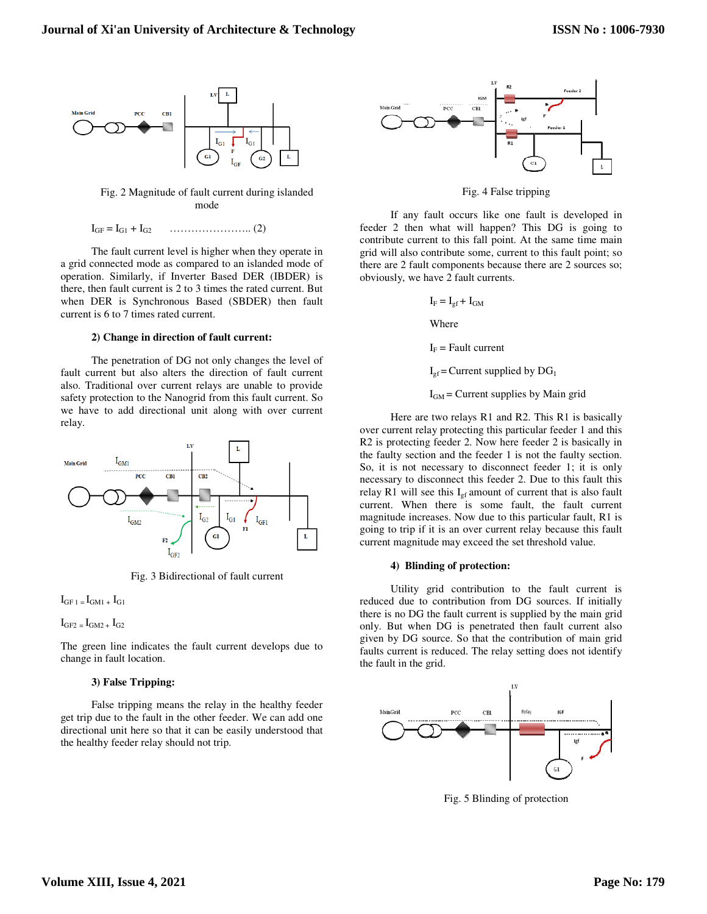Fig. 2 Magnitude of fault current during islanded mode

$$I_{GF} = I_{G1} + I_{G2} \quad \ldots\ldots\ldots\ldots\ldots\ldots\ldots (2)$$

The fault current level is higher when they operate in a grid connected mode as compared to an islanded mode of operation. Similarly, if Inverter Based DER (IBDER) is there, then fault current is 2 to 3 times the rated current. But when DER is Synchronous Based (SBDER) then fault current is 6 to 7 times rated current.

### 2) Change in direction of fault current:

The penetration of DG not only changes the level of fault current but also alters the direction of fault current also. Traditional over current relays are unable to provide safety protection to the Nanogrid from this fault current. So we have to add directional unit along with over current relay.

Fig. 3 Bidirectional of fault current

$I_{GF1} = I_{GM1} + I_{G1}$

$I_{GF2} = I_{GM2} + I_{G2}$

The green line indicates the fault current develops due to change in fault location.

### 3) False Tripping:

False tripping means the relay in the healthy feeder get trip due to the fault in the other feeder. We can add one directional unit here so that it can be easily understood that the healthy feeder relay should not trip.

Fig. 4 False tripping

If any fault occurs like one fault is developed in feeder 2 then what will happen? This DG is going to contribute current to this fall point. At the same time main grid will also contribute some, current to this fault point; so there are 2 fault components because there are 2 sources so; obviously, we have 2 fault currents.

$$I_F = I_{gf} + I_{GM}$$

Where

$I_F$ = Fault current

$I_{gf}$ = Current supplied by $DG_1$

$I_{GM}$ = Current supplies by Main grid

Here are two relays R1 and R2. This R1 is basically over current relay protecting this particular feeder 1 and this R2 is protecting feeder 2. Now here feeder 2 is basically in the faulty section and the feeder 1 is not the faulty section. So, it is not necessary to disconnect feeder 1; it is only necessary to disconnect this feeder 2. Due to this fault this relay R1 will see this $I_{gf}$ amount of current that is also fault current. When there is some fault, the fault current magnitude increases. Now due to this particular fault, R1 is going to trip if it is an over current relay because this fault current magnitude may exceed the set threshold value.

### 4) Blinding of protection:

Utility grid contribution to the fault current is reduced due to contribution from DG sources. If initially there is no DG the fault current is supplied by the main grid only. But when DG is penetrated then fault current also given by DG source. So that the contribution of main grid faults current is reduced. The relay setting does not identify the fault in the grid.

Fig. 5 Blinding of protection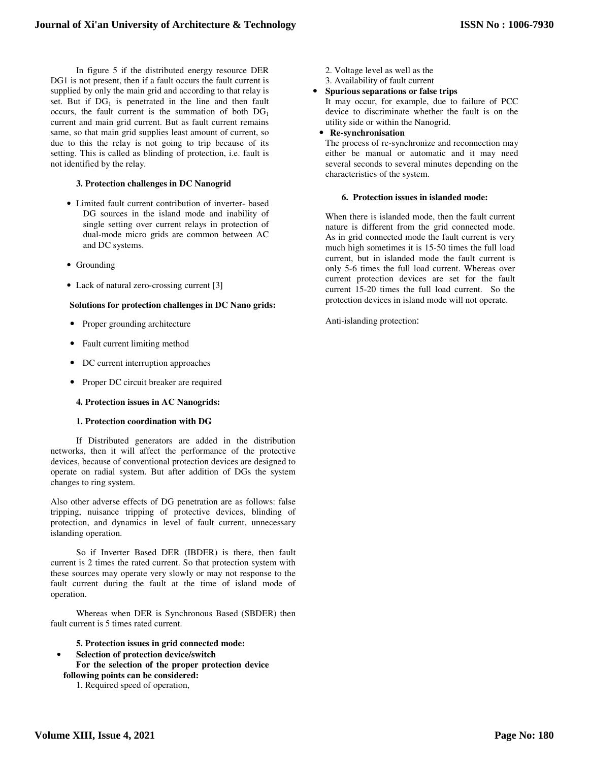In figure 5 if the distributed energy resource DER DG1 is not present, then if a fault occurs the fault current is supplied by only the main grid and according to that relay is set. But if $DG_1$ is penetrated in the line and then fault occurs, the fault current is the summation of both $DG_1$ current and main grid current. But as fault current remains same, so that main grid supplies least amount of current, so due to this the relay is not going to trip because of its setting. This is called as blinding of protection, i.e. fault is not identified by the relay.

### 3. Protection challenges in DC Nanogrid

- Limited fault current contribution of inverter- based DG sources in the island mode and inability of single setting over current relays in protection of dual-mode micro grids are common between AC and DC systems.
- Grounding
- Lack of natural zero-crossing current [3]

**Solutions for protection challenges in DC Nano grids:**

- Proper grounding architecture
- Fault current limiting method
- DC current interruption approaches
- Proper DC circuit breaker are required

### 4. Protection issues in AC Nanogrids:

#### 1. Protection coordination with DG

If Distributed generators are added in the distribution networks, then it will affect the performance of the protective devices, because of conventional protection devices are designed to operate on radial system. But after addition of DGs the system changes to ring system.

Also other adverse effects of DG penetration are as follows: false tripping, nuisance tripping of protective devices, blinding of protection, and dynamics in level of fault current, unnecessary islanding operation.

So if Inverter Based DER (IBDER) is there, then fault current is 2 times the rated current. So that protection system with these sources may operate very slowly or may not response to the fault current during the fault at the time of island mode of operation.

Whereas when DER is Synchronous Based (SBDER) then fault current is 5 times rated current.

### 5. Protection issues in grid connected mode:

- **Selection of protection device/switch**

  **For the selection of the proper protection device following points can be considered:**

  1. Required speed of operation,
  2. Voltage level as well as the
  3. Availability of fault current

- **Spurious separations or false trips**

  It may occur, for example, due to failure of PCC device to discriminate whether the fault is on the utility side or within the Nanogrid.

- **Re-synchronisation**

  The process of re-synchronize and reconnection may either be manual or automatic and it may need several seconds to several minutes depending on the characteristics of the system.

### 6. Protection issues in islanded mode:

When there is islanded mode, then the fault current nature is different from the grid connected mode. As in grid connected mode the fault current is very much high sometimes it is 15-50 times the full load current, but in islanded mode the fault current is only 5-6 times the full load current. Whereas over current protection devices are set for the fault current 15-20 times the full load current. So the protection devices in island mode will not operate.

Anti-islanding protection: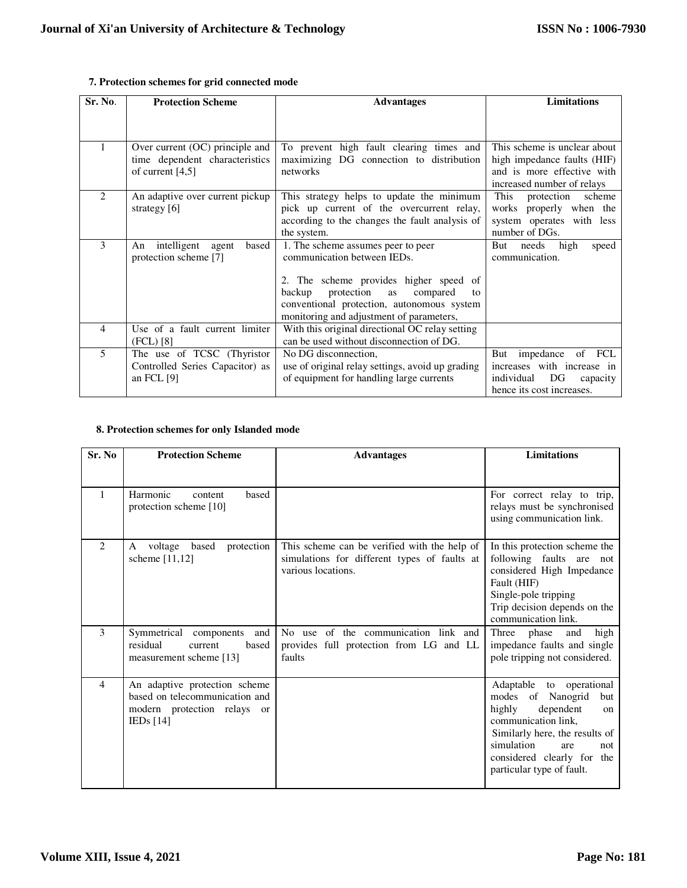### 7. Protection schemes for grid connected mode

| Sr. No. | Protection Scheme | Advantages | Limitations |
|---|---|---|---|
| 1 | Over current (OC) principle and time dependent characteristics of current [4,5] | To prevent high fault clearing times and maximizing DG connection to distribution networks | This scheme is unclear about high impedance faults (HIF) and is more effective with increased number of relays |
| 2 | An adaptive over current pickup strategy [6] | This strategy helps to update the minimum pick up current of the overcurrent relay, according to the changes the fault analysis of the system. | This protection scheme works properly when the system operates with less number of DGs. |
| 3 | An intelligent agent based protection scheme [7] | 1. The scheme assumes peer to peer communication between IEDs.<br><br>2. The scheme provides higher speed of backup protection as compared to conventional protection, autonomous system monitoring and adjustment of parameters, | But needs high speed communication. |
| 4 | Use of a fault current limiter (FCL) [8] | With this original directional OC relay setting can be used without disconnection of DG. | |
| 5 | The use of TCSC (Thyristor Controlled Series Capacitor) as an FCL [9] | No DG disconnection,<br>use of original relay settings, avoid up grading of equipment for handling large currents | But impedance of FCL increases with increase in individual DG capacity hence its cost increases. |

### 8. Protection schemes for only Islanded mode

| Sr. No | Protection Scheme | Advantages | Limitations |
|---|---|---|---|
| 1 | Harmonic content based protection scheme [10] | | For correct relay to trip, relays must be synchronised using communication link. |
| 2 | A voltage based protection scheme [11,12] | This scheme can be verified with the help of simulations for different types of faults at various locations. | In this protection scheme the following faults are not considered High Impedance Fault (HIF)<br>Single-pole tripping<br>Trip decision depends on the communication link. |
| 3 | Symmetrical components and residual current based measurement scheme [13] | No use of the communication link and provides full protection from LG and LL faults | Three phase and high impedance faults and single pole tripping not considered. |
| 4 | An adaptive protection scheme based on telecommunication and modern protection relays or IEDs [14] | | Adaptable to operational modes of Nanogrid but highly dependent on communication link,<br>Similarly here, the results of simulation are not considered clearly for the particular type of fault. |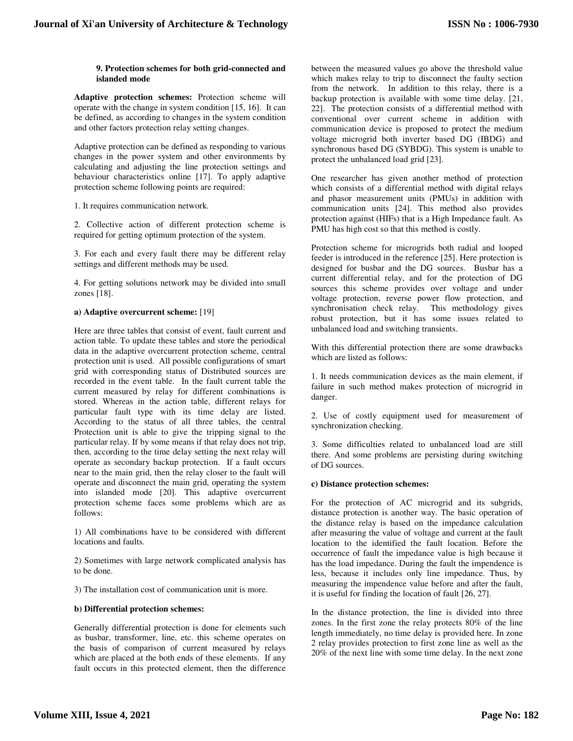### 9. Protection schemes for both grid-connected and islanded mode

**Adaptive protection schemes:** Protection scheme will operate with the change in system condition [15, 16]. It can be defined, as according to changes in the system condition and other factors protection relay setting changes.

Adaptive protection can be defined as responding to various changes in the power system and other environments by calculating and adjusting the line protection settings and behaviour characteristics online [17]. To apply adaptive protection scheme following points are required:

1. It requires communication network.

2. Collective action of different protection scheme is required for getting optimum protection of the system.

3. For each and every fault there may be different relay settings and different methods may be used.

4. For getting solutions network may be divided into small zones [18].

**a) Adaptive overcurrent scheme:** [19]

Here are three tables that consist of event, fault current and action table. To update these tables and store the periodical data in the adaptive overcurrent protection scheme, central protection unit is used. All possible configurations of smart grid with corresponding status of Distributed sources are recorded in the event table. In the fault current table the current measured by relay for different combinations is stored. Whereas in the action table, different relays for particular fault type with its time delay are listed. According to the status of all three tables, the central Protection unit is able to give the tripping signal to the particular relay. If by some means if that relay does not trip, then, according to the time delay setting the next relay will operate as secondary backup protection. If a fault occurs near to the main grid, then the relay closer to the fault will operate and disconnect the main grid, operating the system into islanded mode [20]. This adaptive overcurrent protection scheme faces some problems which are as follows:

1) All combinations have to be considered with different locations and faults.

2) Sometimes with large network complicated analysis has to be done.

3) The installation cost of communication unit is more.

**b) Differential protection schemes:**

Generally differential protection is done for elements such as busbar, transformer, line, etc. this scheme operates on the basis of comparison of current measured by relays which are placed at the both ends of these elements. If any fault occurs in this protected element, then the difference between the measured values go above the threshold value which makes relay to trip to disconnect the faulty section from the network. In addition to this relay, there is a backup protection is available with some time delay. [21, 22]. The protection consists of a differential method with conventional over current scheme in addition with communication device is proposed to protect the medium voltage microgrid both inverter based DG (IBDG) and synchronous based DG (SYBDG). This system is unable to protect the unbalanced load grid [23].

One researcher has given another method of protection which consists of a differential method with digital relays and phasor measurement units (PMUs) in addition with communication units [24]. This method also provides protection against (HIFs) that is a High Impedance fault. As PMU has high cost so that this method is costly.

Protection scheme for microgrids both radial and looped feeder is introduced in the reference [25]. Here protection is designed for busbar and the DG sources. Busbar has a current differential relay, and for the protection of DG sources this scheme provides over voltage and under voltage protection, reverse power flow protection, and synchronisation check relay. This methodology gives robust protection, but it has some issues related to unbalanced load and switching transients.

With this differential protection there are some drawbacks which are listed as follows:

1. It needs communication devices as the main element, if failure in such method makes protection of microgrid in danger.

2. Use of costly equipment used for measurement of synchronization checking.

3. Some difficulties related to unbalanced load are still there. And some problems are persisting during switching of DG sources.

**c) Distance protection schemes:**

For the protection of AC microgrid and its subgrids, distance protection is another way. The basic operation of the distance relay is based on the impedance calculation after measuring the value of voltage and current at the fault location to the identified the fault location. Before the occurrence of fault the impedance value is high because it has the load impedance. During the fault the impendence is less, because it includes only line impedance. Thus, by measuring the impendence value before and after the fault, it is useful for finding the location of fault [26, 27].

In the distance protection, the line is divided into three zones. In the first zone the relay protects 80% of the line length immediately, no time delay is provided here. In zone 2 relay provides protection to first zone line as well as the 20% of the next line with some time delay. In the next zone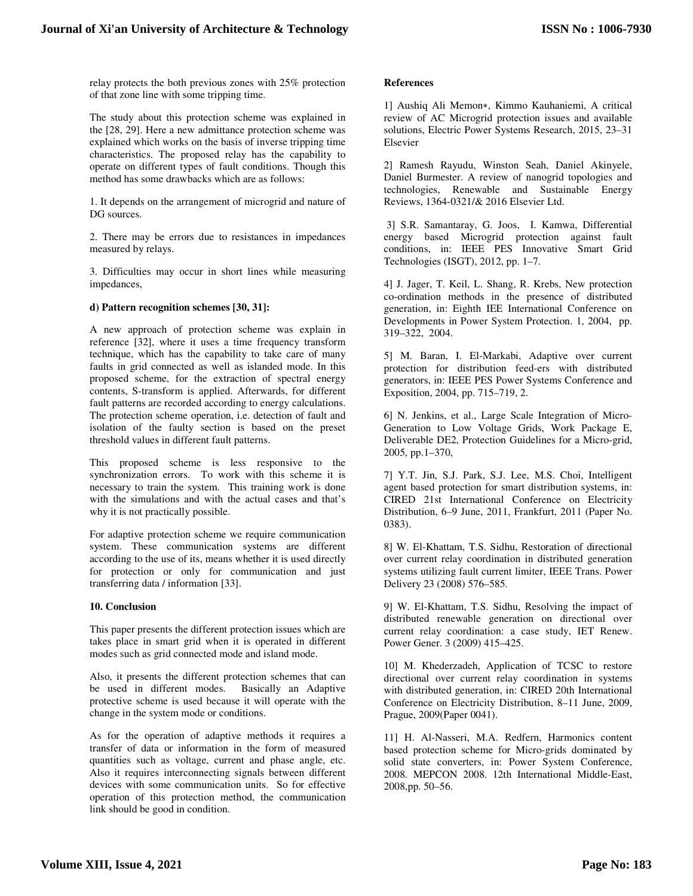relay protects the both previous zones with 25% protection of that zone line with some tripping time.

The study about this protection scheme was explained in the [28, 29]. Here a new admittance protection scheme was explained which works on the basis of inverse tripping time characteristics. The proposed relay has the capability to operate on different types of fault conditions. Though this method has some drawbacks which are as follows:

1. It depends on the arrangement of microgrid and nature of DG sources.

2. There may be errors due to resistances in impedances measured by relays.

3. Difficulties may occur in short lines while measuring impedances,

**d) Pattern recognition schemes [30, 31]:**

A new approach of protection scheme was explain in reference [32], where it uses a time frequency transform technique, which has the capability to take care of many faults in grid connected as well as islanded mode. In this proposed scheme, for the extraction of spectral energy contents, S-transform is applied. Afterwards, for different fault patterns are recorded according to energy calculations. The protection scheme operation, i.e. detection of fault and isolation of the faulty section is based on the preset threshold values in different fault patterns.

This proposed scheme is less responsive to the synchronization errors. To work with this scheme it is necessary to train the system. This training work is done with the simulations and with the actual cases and that's why it is not practically possible.

For adaptive protection scheme we require communication system. These communication systems are different according to the use of its, means whether it is used directly for protection or only for communication and just transferring data / information [33].

**10. Conclusion**

This paper presents the different protection issues which are takes place in smart grid when it is operated in different modes such as grid connected mode and island mode.

Also, it presents the different protection schemes that can be used in different modes. Basically an Adaptive protective scheme is used because it will operate with the change in the system mode or conditions.

As for the operation of adaptive methods it requires a transfer of data or information in the form of measured quantities such as voltage, current and phase angle, etc. Also it requires interconnecting signals between different devices with some communication units. So for effective operation of this protection method, the communication link should be good in condition.

**References**

1] Aushiq Ali Memon∗, Kimmo Kauhaniemi, A critical review of AC Microgrid protection issues and available solutions, Electric Power Systems Research, 2015, 23–31 Elsevier

2] Ramesh Rayudu, Winston Seah, Daniel Akinyele, Daniel Burmester. A review of nanogrid topologies and technologies, Renewable and Sustainable Energy Reviews, 1364-0321/& 2016 Elsevier Ltd.

3] S.R. Samantaray, G. Joos, I. Kamwa, Differential energy based Microgrid protection against fault conditions, in: IEEE PES Innovative Smart Grid Technologies (ISGT), 2012, pp. 1–7.

4] J. Jager, T. Keil, L. Shang, R. Krebs, New protection co-ordination methods in the presence of distributed generation, in: Eighth IEE International Conference on Developments in Power System Protection. 1, 2004, pp. 319–322, 2004.

5] M. Baran, I. El-Markabi, Adaptive over current protection for distribution feed-ers with distributed generators, in: IEEE PES Power Systems Conference and Exposition, 2004, pp. 715–719, 2.

6] N. Jenkins, et al., Large Scale Integration of Micro-Generation to Low Voltage Grids, Work Package E, Deliverable DE2, Protection Guidelines for a Micro-grid, 2005, pp.1–370,

7] Y.T. Jin, S.J. Park, S.J. Lee, M.S. Choi, Intelligent agent based protection for smart distribution systems, in: CIRED 21st International Conference on Electricity Distribution, 6–9 June, 2011, Frankfurt, 2011 (Paper No. 0383).

8] W. El-Khattam, T.S. Sidhu, Restoration of directional over current relay coordination in distributed generation systems utilizing fault current limiter, IEEE Trans. Power Delivery 23 (2008) 576–585.

9] W. El-Khattam, T.S. Sidhu, Resolving the impact of distributed renewable generation on directional over current relay coordination: a case study, IET Renew. Power Gener. 3 (2009) 415–425.

10] M. Khederzadeh, Application of TCSC to restore directional over current relay coordination in systems with distributed generation, in: CIRED 20th International Conference on Electricity Distribution, 8–11 June, 2009, Prague, 2009(Paper 0041).

11] H. Al-Nasseri, M.A. Redfern, Harmonics content based protection scheme for Micro-grids dominated by solid state converters, in: Power System Conference, 2008. MEPCON 2008. 12th International Middle-East, 2008,pp. 50–56.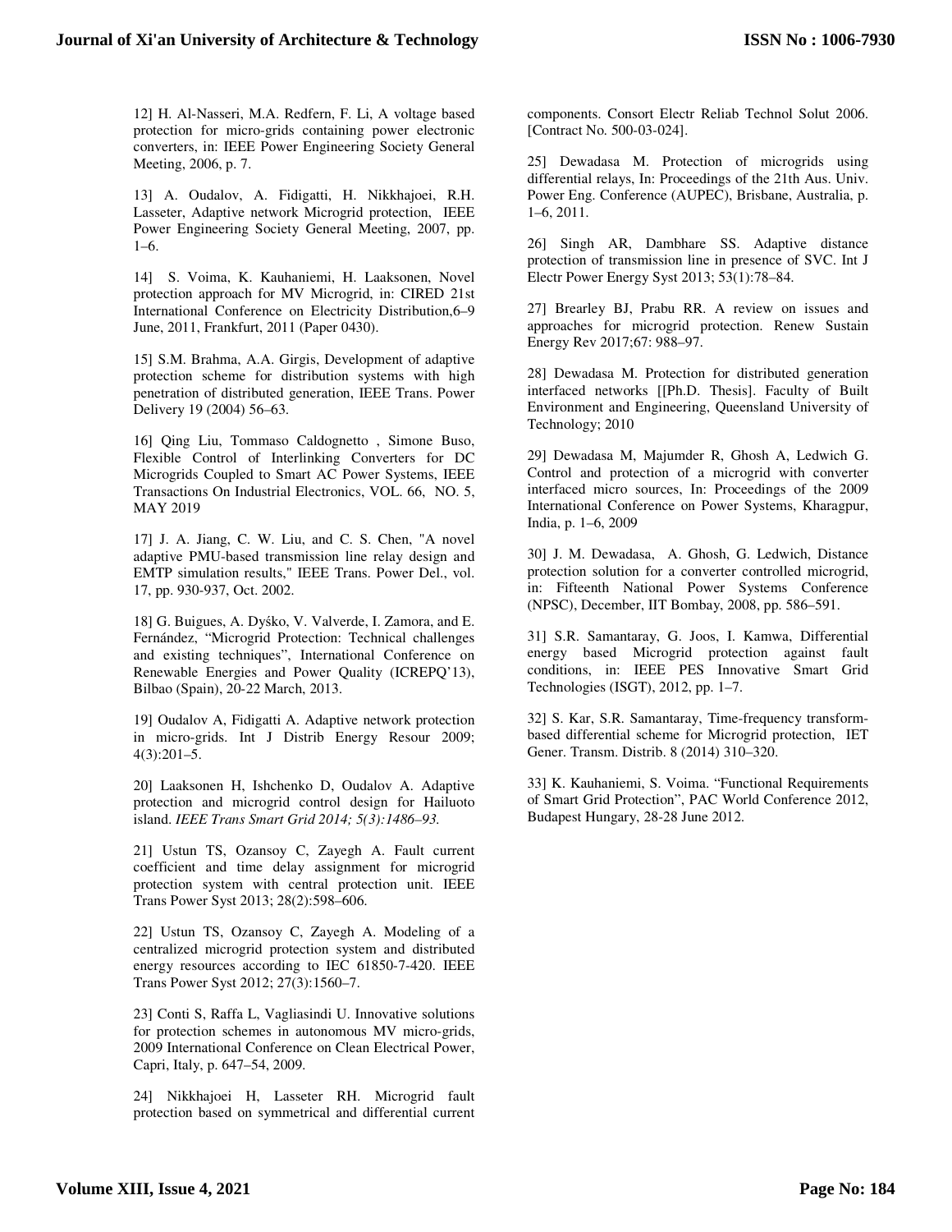12] H. Al-Nasseri, M.A. Redfern, F. Li, A voltage based protection for micro-grids containing power electronic converters, in: IEEE Power Engineering Society General Meeting, 2006, p. 7.

13] A. Oudalov, A. Fidigatti, H. Nikkhajoei, R.H. Lasseter, Adaptive network Microgrid protection, IEEE Power Engineering Society General Meeting, 2007, pp. 1–6.

14] S. Voima, K. Kauhaniemi, H. Laaksonen, Novel protection approach for MV Microgrid, in: CIRED 21st International Conference on Electricity Distribution,6–9 June, 2011, Frankfurt, 2011 (Paper 0430).

15] S.M. Brahma, A.A. Girgis, Development of adaptive protection scheme for distribution systems with high penetration of distributed generation, IEEE Trans. Power Delivery 19 (2004) 56–63.

16] Qing Liu, Tommaso Caldognetto , Simone Buso, Flexible Control of Interlinking Converters for DC Microgrids Coupled to Smart AC Power Systems, IEEE Transactions On Industrial Electronics, VOL. 66, NO. 5, MAY 2019

17] J. A. Jiang, C. W. Liu, and C. S. Chen, "A novel adaptive PMU-based transmission line relay design and EMTP simulation results," IEEE Trans. Power Del., vol. 17, pp. 930-937, Oct. 2002.

18] G. Buigues, A. Dyśko, V. Valverde, I. Zamora, and E. Fernández, "Microgrid Protection: Technical challenges and existing techniques", International Conference on Renewable Energies and Power Quality (ICREPQ'13), Bilbao (Spain), 20-22 March, 2013.

19] Oudalov A, Fidigatti A. Adaptive network protection in micro-grids. Int J Distrib Energy Resour 2009; 4(3):201–5.

20] Laaksonen H, Ishchenko D, Oudalov A. Adaptive protection and microgrid control design for Hailuoto island. *IEEE Trans Smart Grid 2014; 5(3):1486–93.*

21] Ustun TS, Ozansoy C, Zayegh A. Fault current coefficient and time delay assignment for microgrid protection system with central protection unit. IEEE Trans Power Syst 2013; 28(2):598–606.

22] Ustun TS, Ozansoy C, Zayegh A. Modeling of a centralized microgrid protection system and distributed energy resources according to IEC 61850-7-420. IEEE Trans Power Syst 2012; 27(3):1560–7.

23] Conti S, Raffa L, Vagliasindi U. Innovative solutions for protection schemes in autonomous MV micro-grids, 2009 International Conference on Clean Electrical Power, Capri, Italy, p. 647–54, 2009.

24] Nikkhajoei H, Lasseter RH. Microgrid fault protection based on symmetrical and differential current components. Consort Electr Reliab Technol Solut 2006. [Contract No. 500-03-024].

25] Dewadasa M. Protection of microgrids using differential relays, In: Proceedings of the 21th Aus. Univ. Power Eng. Conference (AUPEC), Brisbane, Australia, p. 1–6, 2011.

26] Singh AR, Dambhare SS. Adaptive distance protection of transmission line in presence of SVC. Int J Electr Power Energy Syst 2013; 53(1):78–84.

27] Brearley BJ, Prabu RR. A review on issues and approaches for microgrid protection. Renew Sustain Energy Rev 2017;67: 988–97.

28] Dewadasa M. Protection for distributed generation interfaced networks [[Ph.D. Thesis]. Faculty of Built Environment and Engineering, Queensland University of Technology; 2010

29] Dewadasa M, Majumder R, Ghosh A, Ledwich G. Control and protection of a microgrid with converter interfaced micro sources, In: Proceedings of the 2009 International Conference on Power Systems, Kharagpur, India, p. 1–6, 2009

30] J. M. Dewadasa, A. Ghosh, G. Ledwich, Distance protection solution for a converter controlled microgrid, in: Fifteenth National Power Systems Conference (NPSC), December, IIT Bombay, 2008, pp. 586–591.

31] S.R. Samantaray, G. Joos, I. Kamwa, Differential energy based Microgrid protection against fault conditions, in: IEEE PES Innovative Smart Grid Technologies (ISGT), 2012, pp. 1–7.

32] S. Kar, S.R. Samantaray, Time-frequency transform-based differential scheme for Microgrid protection, IET Gener. Transm. Distrib. 8 (2014) 310–320.

33] K. Kauhaniemi, S. Voima. "Functional Requirements of Smart Grid Protection", PAC World Conference 2012, Budapest Hungary, 28-28 June 2012.